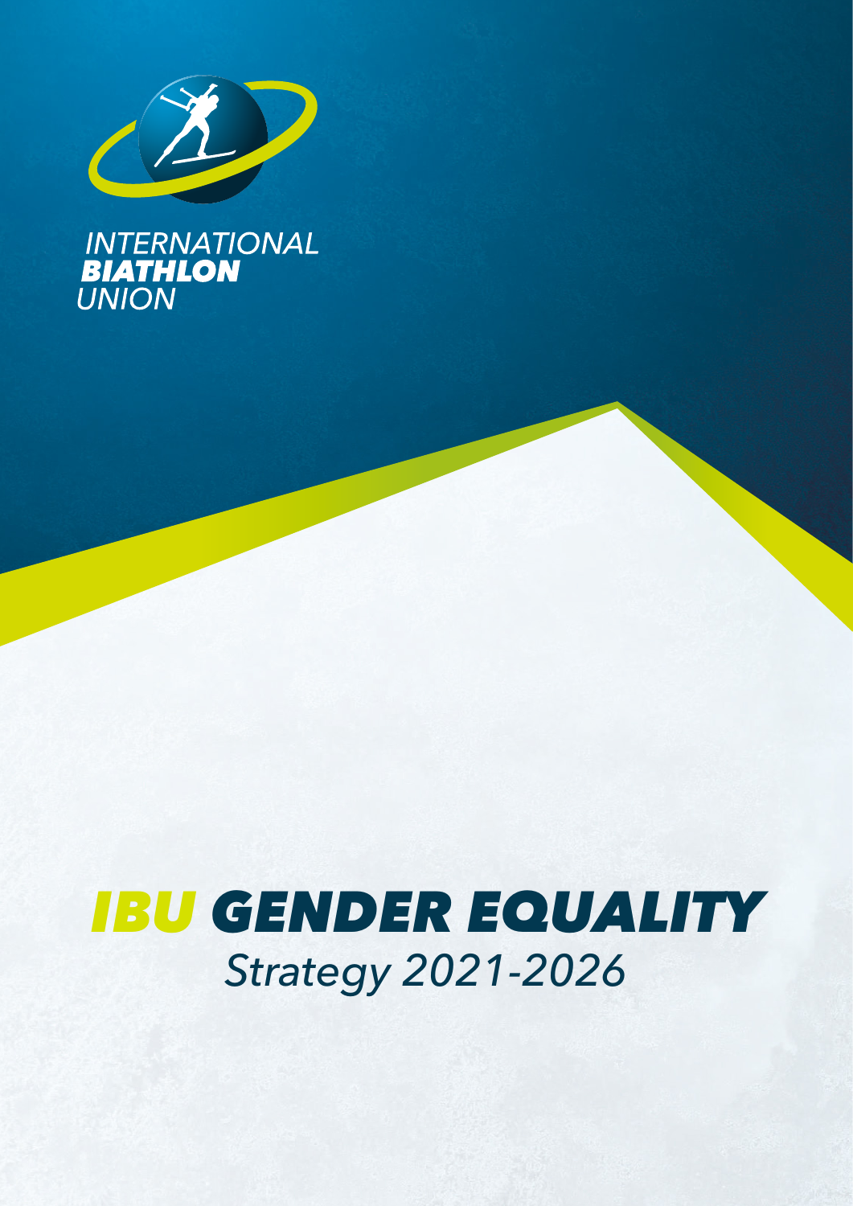INTERNATIONAL
**BIATHLON**
UNION

# *IBU GENDER EQUALITY*

*Strategy 2021-2026*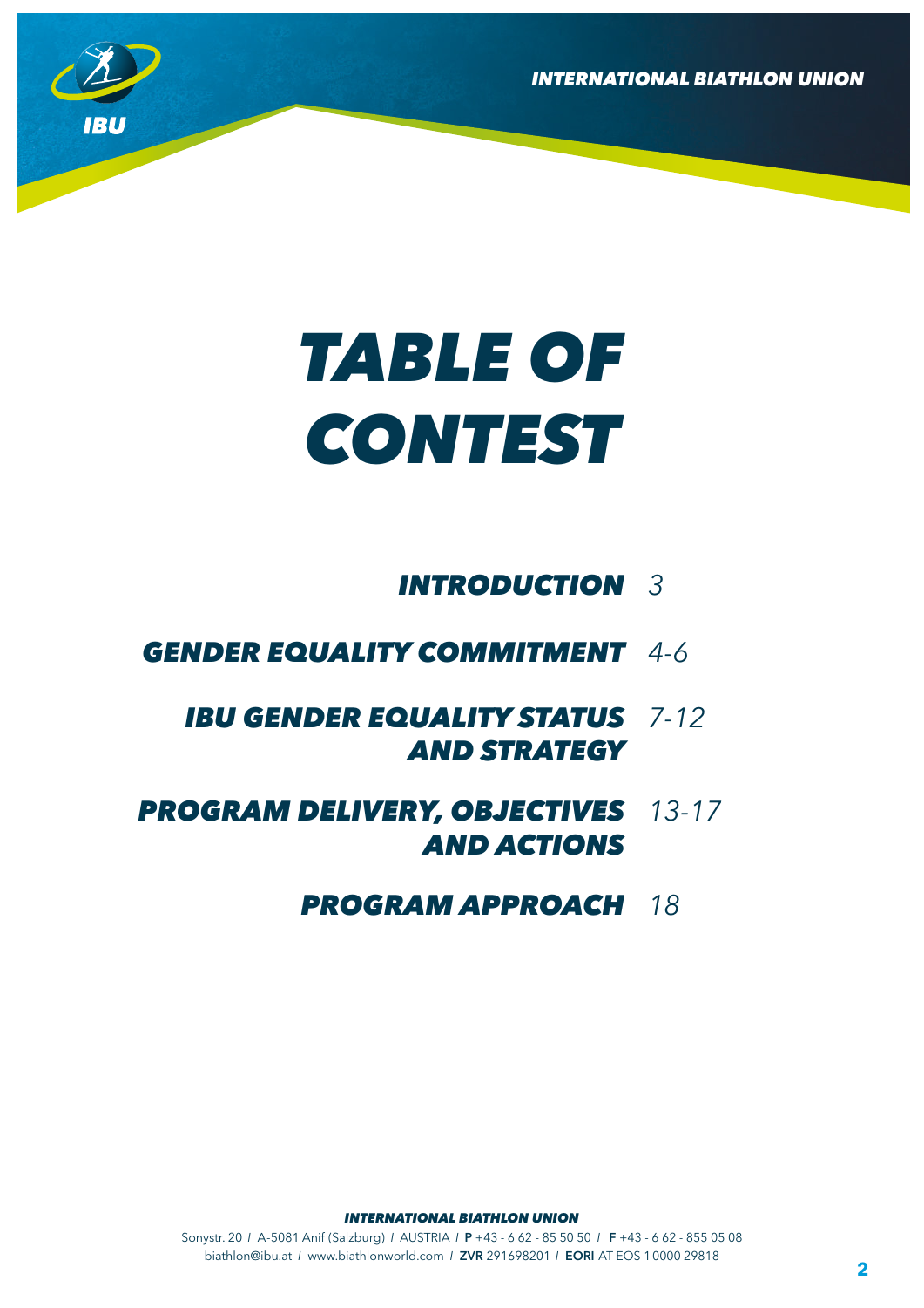# TABLE OF CONTEST

| | |
|---|---|
| **INTRODUCTION** | 3 |
| **GENDER EQUALITY COMMITMENT** | 4-6 |
| **IBU GENDER EQUALITY STATUS AND STRATEGY** | 7-12 |
| **PROGRAM DELIVERY, OBJECTIVES AND ACTIONS** | 13-17 |
| **PROGRAM APPROACH** | 18 |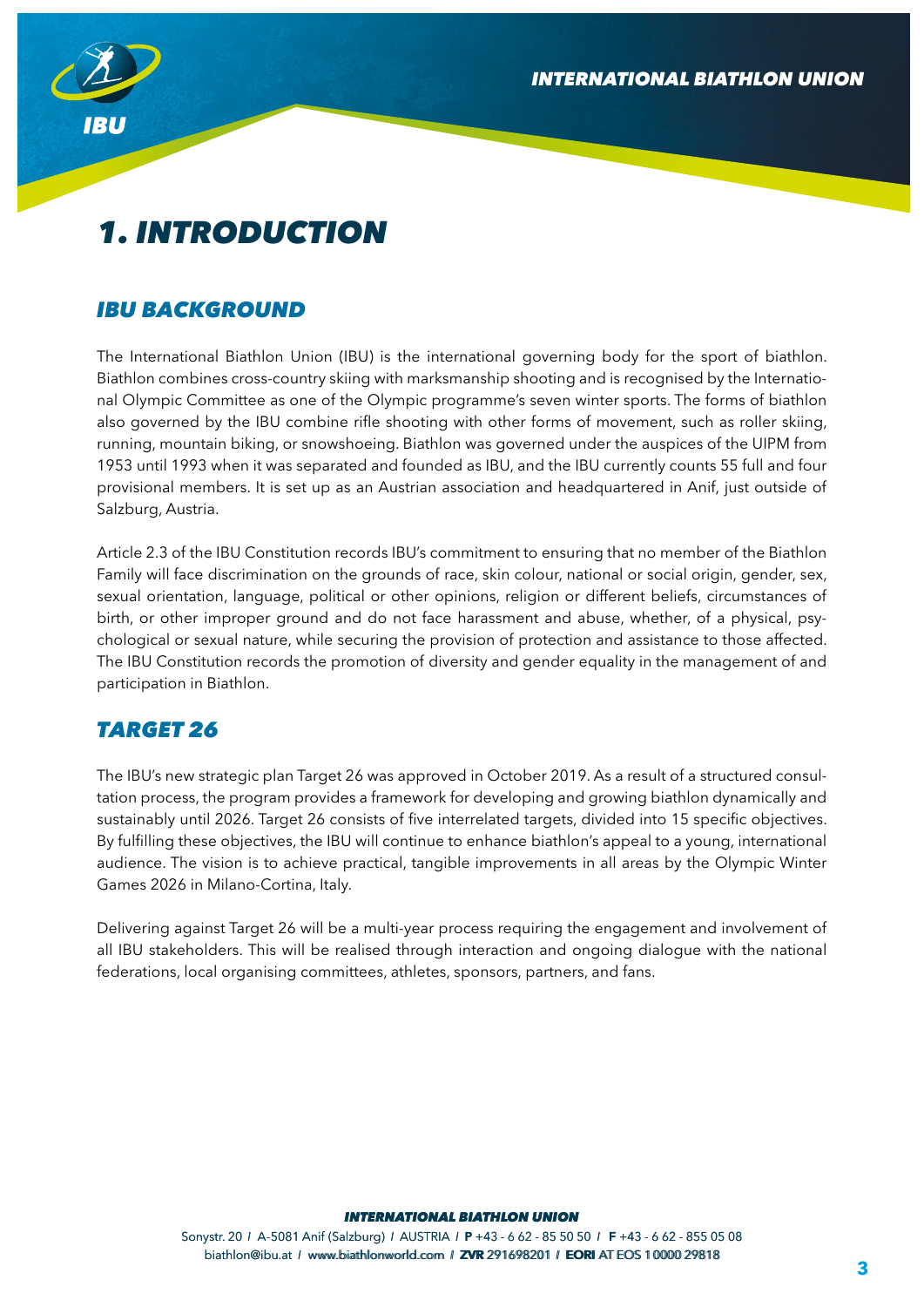# 1. INTRODUCTION

## IBU BACKGROUND

The International Biathlon Union (IBU) is the international governing body for the sport of biathlon. Biathlon combines cross-country skiing with marksmanship shooting and is recognised by the International Olympic Committee as one of the Olympic programme's seven winter sports. The forms of biathlon also governed by the IBU combine rifle shooting with other forms of movement, such as roller skiing, running, mountain biking, or snowshoeing. Biathlon was governed under the auspices of the UIPM from 1953 until 1993 when it was separated and founded as IBU, and the IBU currently counts 55 full and four provisional members. It is set up as an Austrian association and headquartered in Anif, just outside of Salzburg, Austria.

Article 2.3 of the IBU Constitution records IBU's commitment to ensuring that no member of the Biathlon Family will face discrimination on the grounds of race, skin colour, national or social origin, gender, sex, sexual orientation, language, political or other opinions, religion or different beliefs, circumstances of birth, or other improper ground and do not face harassment and abuse, whether, of a physical, psychological or sexual nature, while securing the provision of protection and assistance to those affected. The IBU Constitution records the promotion of diversity and gender equality in the management of and participation in Biathlon.

## TARGET 26

The IBU's new strategic plan Target 26 was approved in October 2019. As a result of a structured consultation process, the program provides a framework for developing and growing biathlon dynamically and sustainably until 2026. Target 26 consists of five interrelated targets, divided into 15 specific objectives. By fulfilling these objectives, the IBU will continue to enhance biathlon's appeal to a young, international audience. The vision is to achieve practical, tangible improvements in all areas by the Olympic Winter Games 2026 in Milano-Cortina, Italy.

Delivering against Target 26 will be a multi-year process requiring the engagement and involvement of all IBU stakeholders. This will be realised through interaction and ongoing dialogue with the national federations, local organising committees, athletes, sponsors, partners, and fans.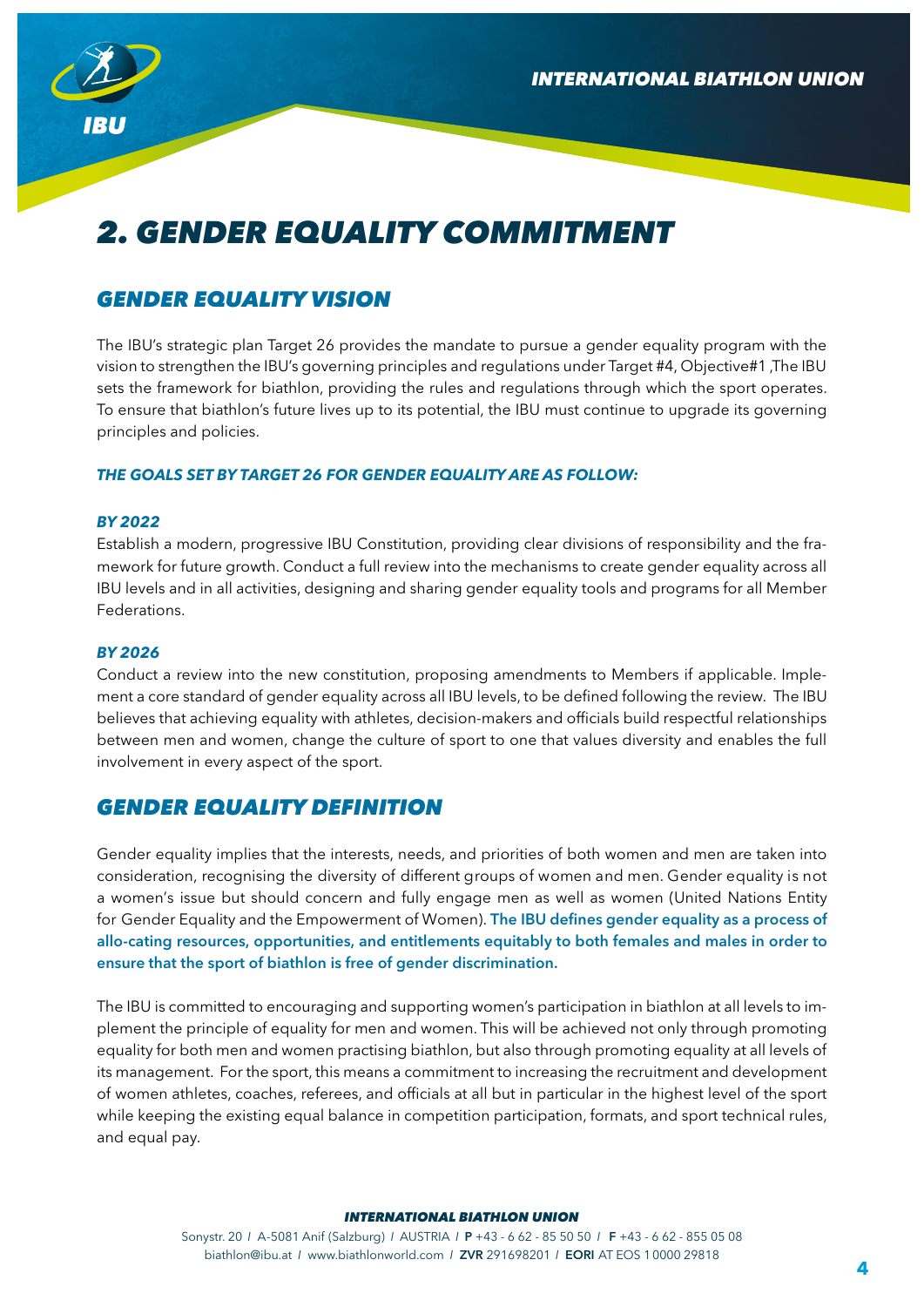# 2. GENDER EQUALITY COMMITMENT

## GENDER EQUALITY VISION

The IBU's strategic plan Target 26 provides the mandate to pursue a gender equality program with the vision to strengthen the IBU's governing principles and regulations under Target #4, Objective#1 ,The IBU sets the framework for biathlon, providing the rules and regulations through which the sport operates. To ensure that biathlon's future lives up to its potential, the IBU must continue to upgrade its governing principles and policies.

***THE GOALS SET BY TARGET 26 FOR GENDER EQUALITY ARE AS FOLLOW:***

***BY 2022***

Establish a modern, progressive IBU Constitution, providing clear divisions of responsibility and the framework for future growth. Conduct a full review into the mechanisms to create gender equality across all IBU levels and in all activities, designing and sharing gender equality tools and programs for all Member Federations.

***BY 2026***

Conduct a review into the new constitution, proposing amendments to Members if applicable. Implement a core standard of gender equality across all IBU levels, to be defined following the review. The IBU believes that achieving equality with athletes, decision-makers and officials build respectful relationships between men and women, change the culture of sport to one that values diversity and enables the full involvement in every aspect of the sport.

## GENDER EQUALITY DEFINITION

Gender equality implies that the interests, needs, and priorities of both women and men are taken into consideration, recognising the diversity of different groups of women and men. Gender equality is not a women's issue but should concern and fully engage men as well as women (United Nations Entity for Gender Equality and the Empowerment of Women). **The IBU defines gender equality as a process of allo-cating resources, opportunities, and entitlements equitably to both females and males in order to ensure that the sport of biathlon is free of gender discrimination.**

The IBU is committed to encouraging and supporting women's participation in biathlon at all levels to implement the principle of equality for men and women. This will be achieved not only through promoting equality for both men and women practising biathlon, but also through promoting equality at all levels of its management. For the sport, this means a commitment to increasing the recruitment and development of women athletes, coaches, referees, and officials at all but in particular in the highest level of the sport while keeping the existing equal balance in competition participation, formats, and sport technical rules, and equal pay.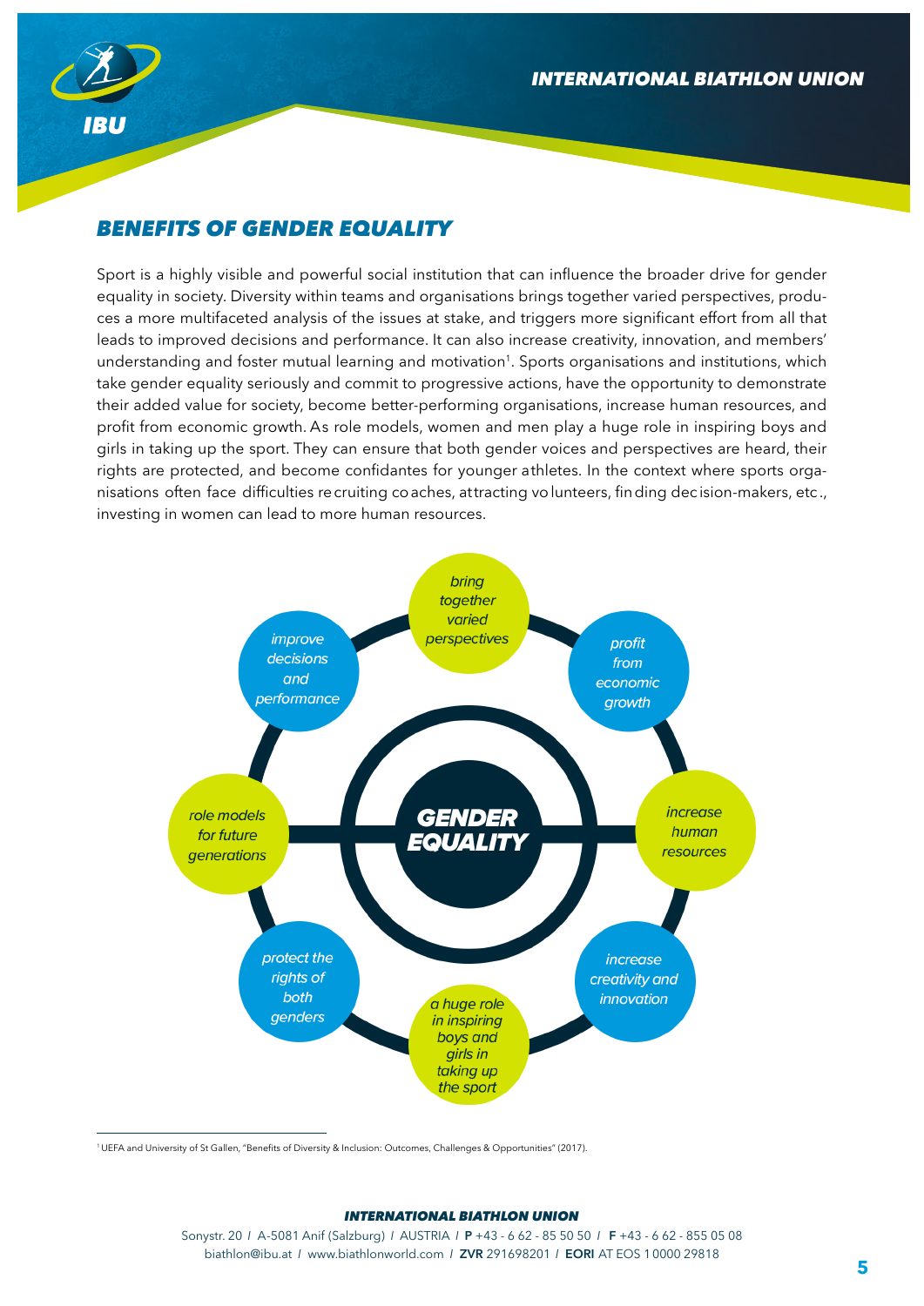## BENEFITS OF GENDER EQUALITY

Sport is a highly visible and powerful social institution that can influence the broader drive for gender equality in society. Diversity within teams and organisations brings together varied perspectives, produces a more multifaceted analysis of the issues at stake, and triggers more significant effort from all that leads to improved decisions and performance. It can also increase creativity, innovation, and members' understanding and foster mutual learning and motivation[1]. Sports organisations and institutions, which take gender equality seriously and commit to progressive actions, have the opportunity to demonstrate their added value for society, become better-performing organisations, increase human resources, and profit from economic growth. As role models, women and men play a huge role in inspiring boys and girls in taking up the sport. They can ensure that both gender voices and perspectives are heard, their rights are protected, and become confidantes for younger athletes. In the context where sports organisations often face difficulties recruiting coaches, attracting volunteers, finding decision-makers, etc., investing in women can lead to more human resources.

**GENDER EQUALITY**

- *bring together varied perspectives*
- *profit from economic growth*
- *increase human resources*
- *increase creativity and innovation*
- *a huge role in inspiring boys and girls in taking up the sport*
- *protect the rights of both genders*
- *role models for future generations*
- *improve decisions and performance*

[1] UEFA and University of St Gallen, "Benefits of Diversity & Inclusion: Outcomes, Challenges & Opportunities" (2017).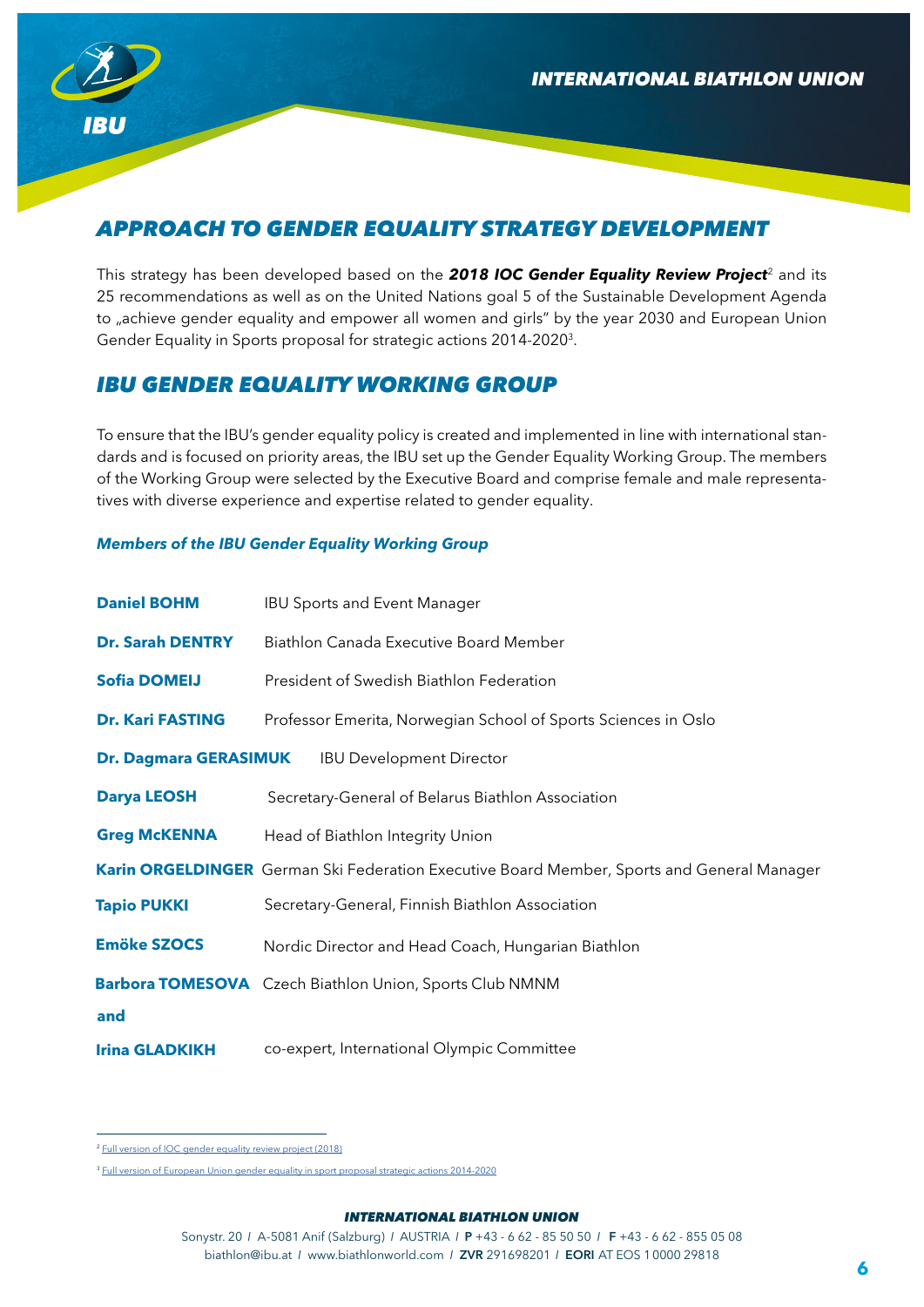## APPROACH TO GENDER EQUALITY STRATEGY DEVELOPMENT

This strategy has been developed based on the ***2018 IOC Gender Equality Review Project***[2] and its 25 recommendations as well as on the United Nations goal 5 of the Sustainable Development Agenda to „achieve gender equality and empower all women and girls" by the year 2030 and European Union Gender Equality in Sports proposal for strategic actions 2014-2020[3].

## IBU GENDER EQUALITY WORKING GROUP

To ensure that the IBU's gender equality policy is created and implemented in line with international standards and is focused on priority areas, the IBU set up the Gender Equality Working Group. The members of the Working Group were selected by the Executive Board and comprise female and male representatives with diverse experience and expertise related to gender equality.

### *Members of the IBU Gender Equality Working Group*

| | |
|---|---|
| **Daniel BOHM** | IBU Sports and Event Manager |
| **Dr. Sarah DENTRY** | Biathlon Canada Executive Board Member |
| **Sofia DOMEIJ** | President of Swedish Biathlon Federation |
| **Dr. Kari FASTING** | Professor Emerita, Norwegian School of Sports Sciences in Oslo |
| **Dr. Dagmara GERASIMUK** | IBU Development Director |
| **Darya LEOSH** | Secretary-General of Belarus Biathlon Association |
| **Greg McKENNA** | Head of Biathlon Integrity Union |
| **Karin ORGELDINGER** | German Ski Federation Executive Board Member, Sports and General Manager |
| **Tapio PUKKI** | Secretary-General, Finnish Biathlon Association |
| **Emöke SZOCS** | Nordic Director and Head Coach, Hungarian Biathlon |
| **Barbora TOMESOVA** | Czech Biathlon Union, Sports Club NMNM |
| **and** | |
| **Irina GLADKIKH** | co-expert, International Olympic Committee |

---

[2] Full version of IOC gender equality review project (2018)

[3] Full version of European Union gender equality in sport proposal strategic actions 2014-2020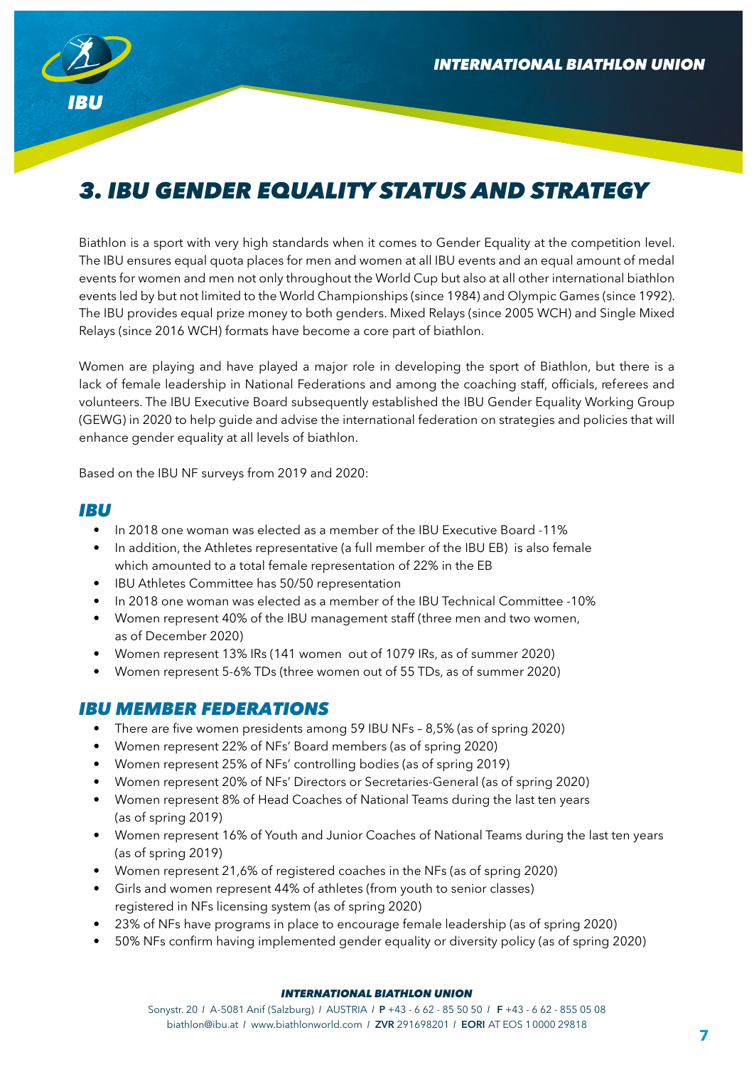# 3. IBU GENDER EQUALITY STATUS AND STRATEGY

Biathlon is a sport with very high standards when it comes to Gender Equality at the competition level. The IBU ensures equal quota places for men and women at all IBU events and an equal amount of medal events for women and men not only throughout the World Cup but also at all other international biathlon events led by but not limited to the World Championships (since 1984) and Olympic Games (since 1992). The IBU provides equal prize money to both genders. Mixed Relays (since 2005 WCH) and Single Mixed Relays (since 2016 WCH) formats have become a core part of biathlon.

Women are playing and have played a major role in developing the sport of Biathlon, but there is a lack of female leadership in National Federations and among the coaching staff, officials, referees and volunteers. The IBU Executive Board subsequently established the IBU Gender Equality Working Group (GEWG) in 2020 to help guide and advise the international federation on strategies and policies that will enhance gender equality at all levels of biathlon.

Based on the IBU NF surveys from 2019 and 2020:

## IBU

- In 2018 one woman was elected as a member of the IBU Executive Board -11%
- In addition, the Athletes representative (a full member of the IBU EB) is also female which amounted to a total female representation of 22% in the EB
- IBU Athletes Committee has 50/50 representation
- In 2018 one woman was elected as a member of the IBU Technical Committee -10%
- Women represent 40% of the IBU management staff (three men and two women, as of December 2020)
- Women represent 13% IRs (141 women out of 1079 IRs, as of summer 2020)
- Women represent 5-6% TDs (three women out of 55 TDs, as of summer 2020)

## IBU MEMBER FEDERATIONS

- There are five women presidents among 59 IBU NFs – 8,5% (as of spring 2020)
- Women represent 22% of NFs' Board members (as of spring 2020)
- Women represent 25% of NFs' controlling bodies (as of spring 2019)
- Women represent 20% of NFs' Directors or Secretaries-General (as of spring 2020)
- Women represent 8% of Head Coaches of National Teams during the last ten years (as of spring 2019)
- Women represent 16% of Youth and Junior Coaches of National Teams during the last ten years (as of spring 2019)
- Women represent 21,6% of registered coaches in the NFs (as of spring 2020)
- Girls and women represent 44% of athletes (from youth to senior classes) registered in NFs licensing system (as of spring 2020)
- 23% of NFs have programs in place to encourage female leadership (as of spring 2020)
- 50% NFs confirm having implemented gender equality or diversity policy (as of spring 2020)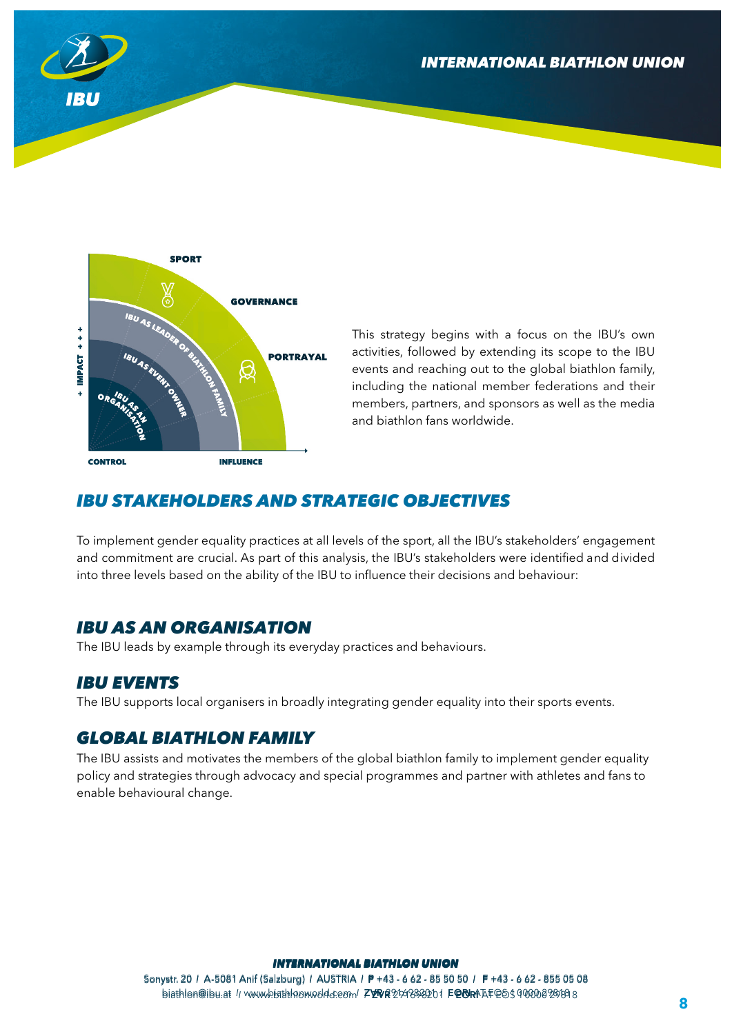This strategy begins with a focus on the IBU's own activities, followed by extending its scope to the IBU events and reaching out to the global biathlon family, including the national member federations and their members, partners, and sponsors as well as the media and biathlon fans worldwide.

## IBU STAKEHOLDERS AND STRATEGIC OBJECTIVES

To implement gender equality practices at all levels of the sport, all the IBU's stakeholders' engagement and commitment are crucial. As part of this analysis, the IBU's stakeholders were identified and divided into three levels based on the ability of the IBU to influence their decisions and behaviour:

### IBU AS AN ORGANISATION

The IBU leads by example through its everyday practices and behaviours.

### IBU EVENTS

The IBU supports local organisers in broadly integrating gender equality into their sports events.

### GLOBAL BIATHLON FAMILY

The IBU assists and motivates the members of the global biathlon family to implement gender equality policy and strategies through advocacy and special programmes and partner with athletes and fans to enable behavioural change.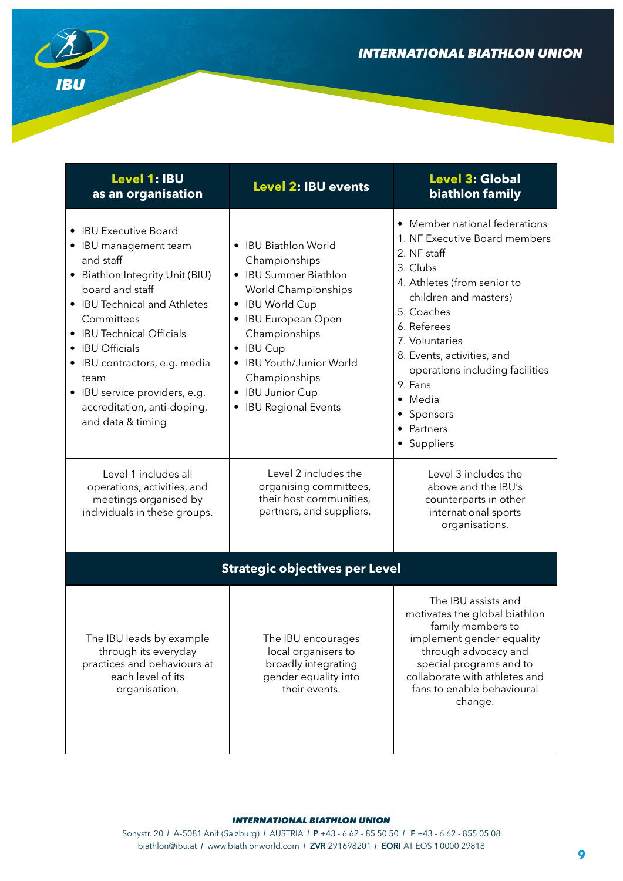| **Level 1: IBU as an organisation** | **Level 2: IBU events** | **Level 3: Global biathlon family** |
|---|---|---|
| • IBU Executive Board<br>• IBU management team and staff<br>• Biathlon Integrity Unit (BIU) board and staff<br>• IBU Technical and Athletes Committees<br>• IBU Technical Officials<br>• IBU Officials<br>• IBU contractors, e.g. media team<br>• IBU service providers, e.g. accreditation, anti-doping, and data & timing | • IBU Biathlon World Championships<br>• IBU Summer Biathlon World Championships<br>• IBU World Cup<br>• IBU European Open Championships<br>• IBU Cup<br>• IBU Youth/Junior World Championships<br>• IBU Junior Cup<br>• IBU Regional Events | • Member national federations<br>1. NF Executive Board members<br>2. NF staff<br>3. Clubs<br>4. Athletes (from senior to children and masters)<br>5. Coaches<br>6. Referees<br>7. Voluntaries<br>8. Events, activities, and operations including facilities<br>9. Fans<br>• Media<br>• Sponsors<br>• Partners<br>• Suppliers |
| Level 1 includes all operations, activities, and meetings organised by individuals in these groups. | Level 2 includes the organising committees, their host communities, partners, and suppliers. | Level 3 includes the above and the IBU's counterparts in other international sports organisations. |
| **Strategic objectives per Level** | | |
| The IBU leads by example through its everyday practices and behaviours at each level of its organisation. | The IBU encourages local organisers to broadly integrating gender equality into their events. | The IBU assists and motivates the global biathlon family members to implement gender equality through advocacy and special programs and to collaborate with athletes and fans to enable behavioural change. |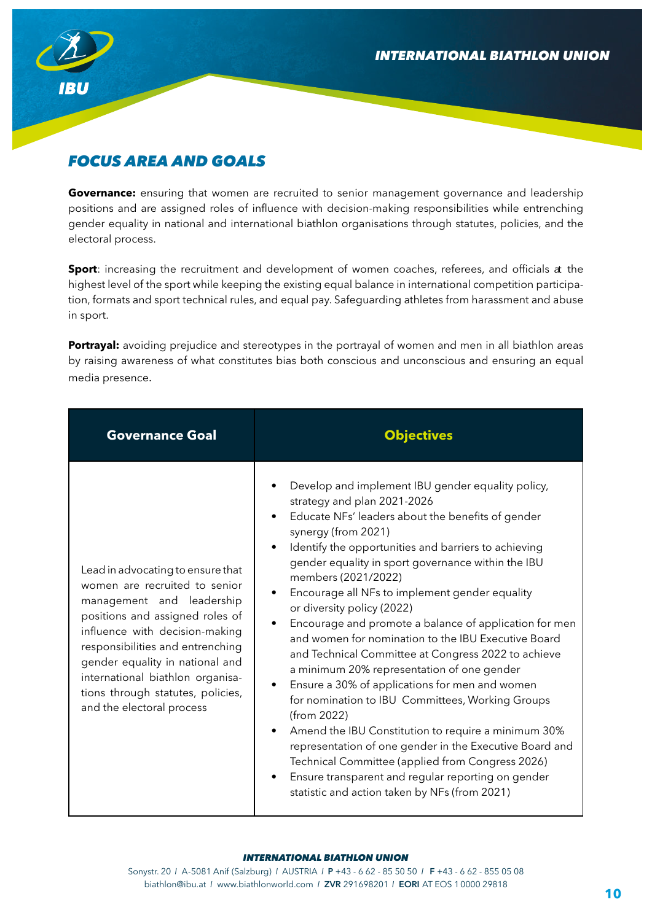## FOCUS AREA AND GOALS

**Governance:** ensuring that women are recruited to senior management governance and leadership positions and are assigned roles of influence with decision-making responsibilities while entrenching gender equality in national and international biathlon organisations through statutes, policies, and the electoral process.

**Sport**: increasing the recruitment and development of women coaches, referees, and officials at the highest level of the sport while keeping the existing equal balance in international competition participation, formats and sport technical rules, and equal pay. Safeguarding athletes from harassment and abuse in sport.

**Portrayal:** avoiding prejudice and stereotypes in the portrayal of women and men in all biathlon areas by raising awareness of what constitutes bias both conscious and unconscious and ensuring an equal media presence.

| Governance Goal | Objectives |
|---|---|
| Lead in advocating to ensure that women are recruited to senior management and leadership positions and assigned roles of influence with decision-making responsibilities and entrenching gender equality in national and international biathlon organisations through statutes, policies, and the electoral process | • Develop and implement IBU gender equality policy, strategy and plan 2021-2026<br>• Educate NFs' leaders about the benefits of gender synergy (from 2021)<br>• Identify the opportunities and barriers to achieving gender equality in sport governance within the IBU members (2021/2022)<br>• Encourage all NFs to implement gender equality or diversity policy (2022)<br>• Encourage and promote a balance of application for men and women for nomination to the IBU Executive Board and Technical Committee at Congress 2022 to achieve a minimum 20% representation of one gender<br>• Ensure a 30% of applications for men and women for nomination to IBU Committees, Working Groups (from 2022)<br>• Amend the IBU Constitution to require a minimum 30% representation of one gender in the Executive Board and Technical Committee (applied from Congress 2026)<br>• Ensure transparent and regular reporting on gender statistic and action taken by NFs (from 2021) |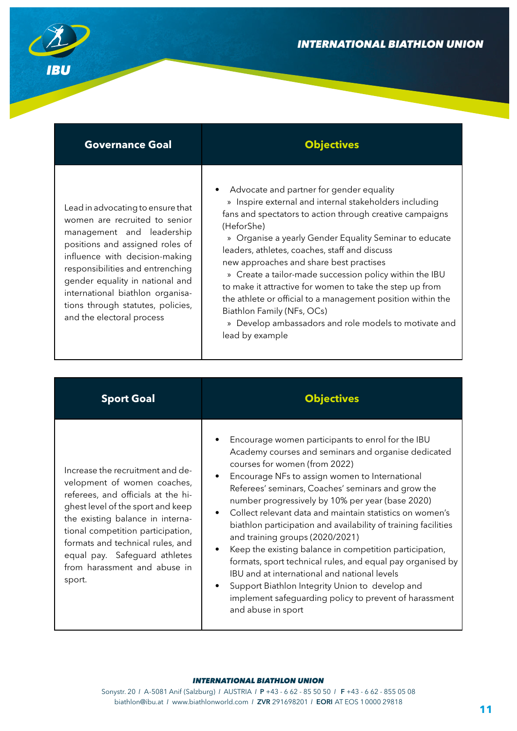| Governance Goal | Objectives |
|---|---|
| Lead in advocating to ensure that women are recruited to senior management and leadership positions and assigned roles of influence with decision-making responsibilities and entrenching gender equality in national and international biathlon organisations through statutes, policies, and the electoral process | • Advocate and partner for gender equality<br>» Inspire external and internal stakeholders including fans and spectators to action through creative campaigns (HeforShe)<br>» Organise a yearly Gender Equality Seminar to educate leaders, athletes, coaches, staff and discuss new approaches and share best practises<br>» Create a tailor-made succession policy within the IBU to make it attractive for women to take the step up from the athlete or official to a management position within the Biathlon Family (NFs, OCs)<br>» Develop ambassadors and role models to motivate and lead by example |

| Sport Goal | Objectives |
|---|---|
| Increase the recruitment and development of women coaches, referees, and officials at the highest level of the sport and keep the existing balance in international competition participation, formats and technical rules, and equal pay. Safeguard athletes from harassment and abuse in sport. | • Encourage women participants to enrol for the IBU Academy courses and seminars and organise dedicated courses for women (from 2022)<br>• Encourage NFs to assign women to International Referees' seminars, Coaches' seminars and grow the number progressively by 10% per year (base 2020)<br>• Collect relevant data and maintain statistics on women's biathlon participation and availability of training facilities and training groups (2020/2021)<br>• Keep the existing balance in competition participation, formats, sport technical rules, and equal pay organised by IBU and at international and national levels<br>• Support Biathlon Integrity Union to develop and implement safeguarding policy to prevent of harassment and abuse in sport |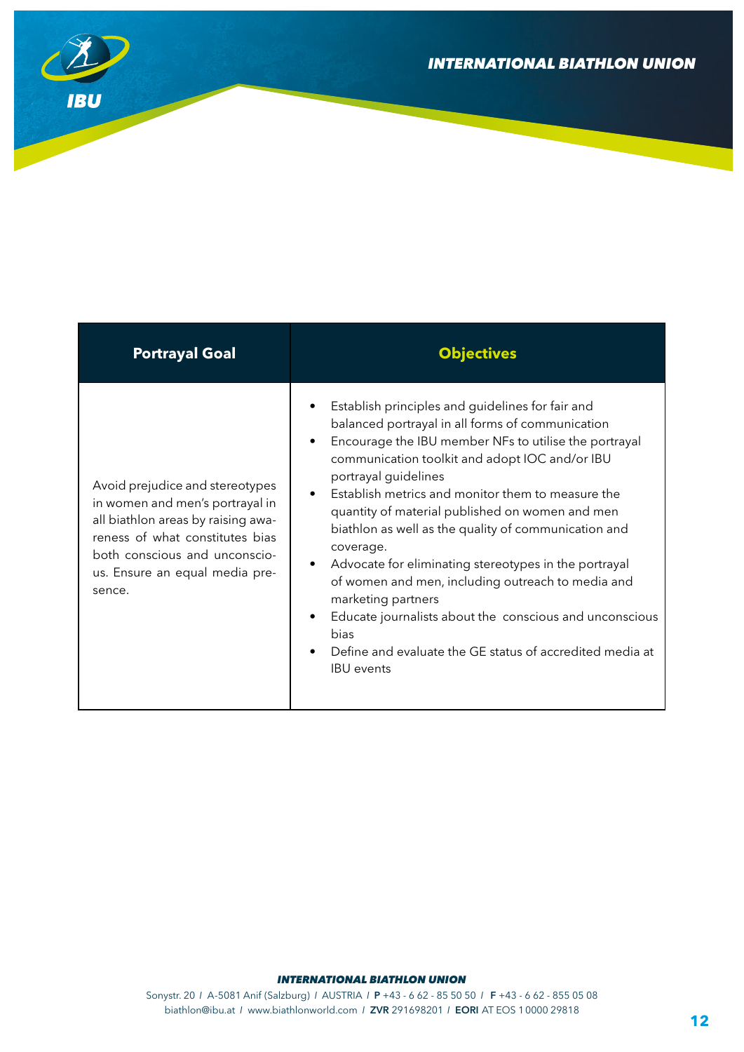| Portrayal Goal | Objectives |
| --- | --- |
| Avoid prejudice and stereotypes in women and men's portrayal in all biathlon areas by raising awareness of what constitutes bias both conscious and unconscious. Ensure an equal media presence. | • Establish principles and guidelines for fair and balanced portrayal in all forms of communication<br>• Encourage the IBU member NFs to utilise the portrayal communication toolkit and adopt IOC and/or IBU portrayal guidelines<br>• Establish metrics and monitor them to measure the quantity of material published on women and men biathlon as well as the quality of communication and coverage.<br>• Advocate for eliminating stereotypes in the portrayal of women and men, including outreach to media and marketing partners<br>• Educate journalists about the conscious and unconscious bias<br>• Define and evaluate the GE status of accredited media at IBU events |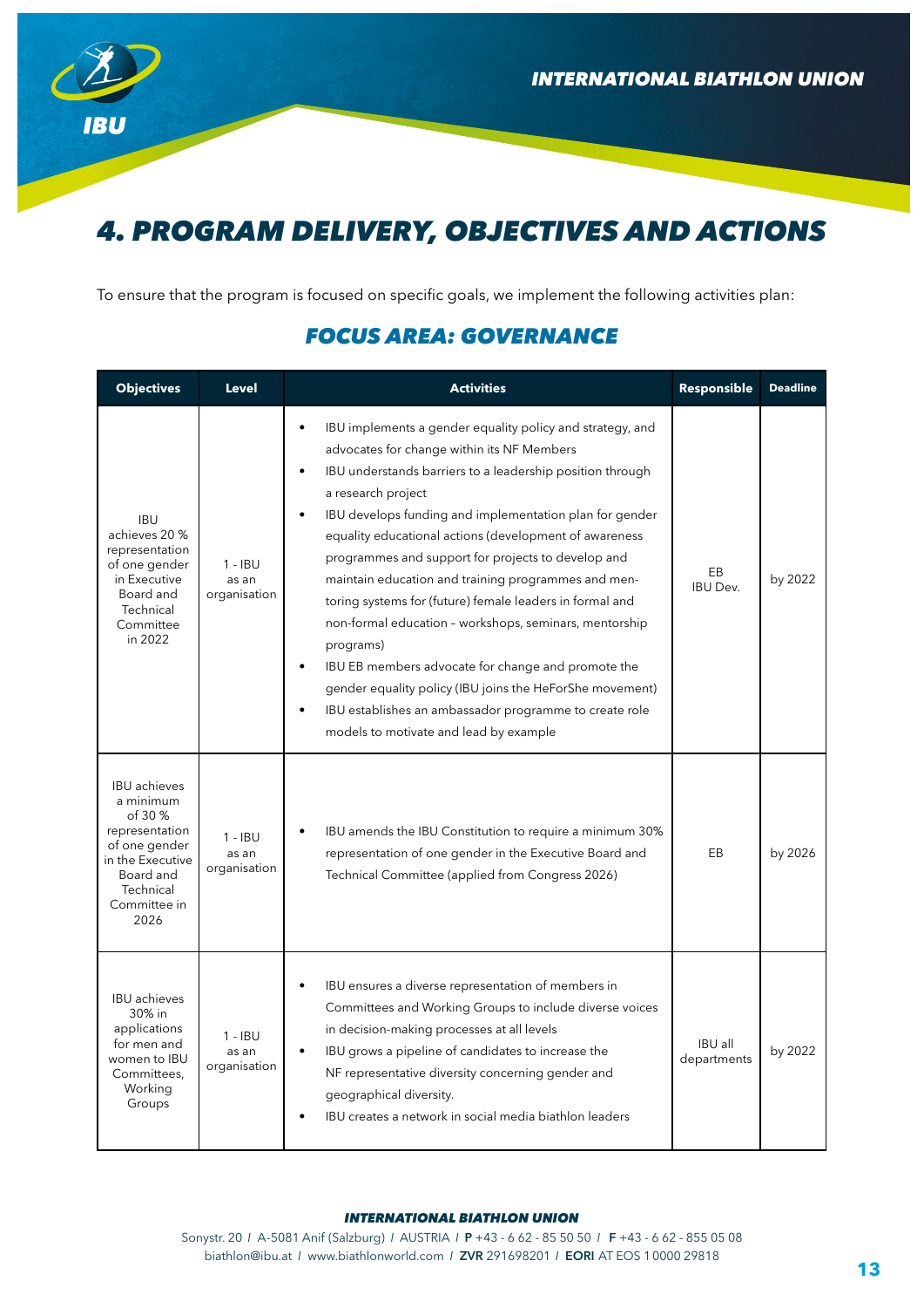# 4. PROGRAM DELIVERY, OBJECTIVES AND ACTIONS

To ensure that the program is focused on specific goals, we implement the following activities plan:

## FOCUS AREA: GOVERNANCE

| Objectives | Level | Activities | Responsible | Deadline |
|---|---|---|---|---|
| IBU achieves 20 % representation of one gender in Executive Board and Technical Committee in 2022 | 1 - IBU as an organisation | • IBU implements a gender equality policy and strategy, and advocates for change within its NF Members<br>• IBU understands barriers to a leadership position through a research project<br>• IBU develops funding and implementation plan for gender equality educational actions (development of awareness programmes and support for projects to develop and maintain education and training programmes and mentoring systems for (future) female leaders in formal and non-formal education – workshops, seminars, mentorship programs)<br>• IBU EB members advocate for change and promote the gender equality policy (IBU joins the HeForShe movement)<br>• IBU establishes an ambassador programme to create role models to motivate and lead by example | EB<br>IBU Dev. | by 2022 |
| IBU achieves a minimum of 30 % representation of one gender in the Executive Board and Technical Committee in 2026 | 1 - IBU as an organisation | • IBU amends the IBU Constitution to require a minimum 30% representation of one gender in the Executive Board and Technical Committee (applied from Congress 2026) | EB | by 2026 |
| IBU achieves 30% in applications for men and women to IBU Committees, Working Groups | 1 - IBU as an organisation | • IBU ensures a diverse representation of members in Committees and Working Groups to include diverse voices in decision-making processes at all levels<br>• IBU grows a pipeline of candidates to increase the NF representative diversity concerning gender and geographical diversity.<br>• IBU creates a network in social media biathlon leaders | IBU all departments | by 2022 |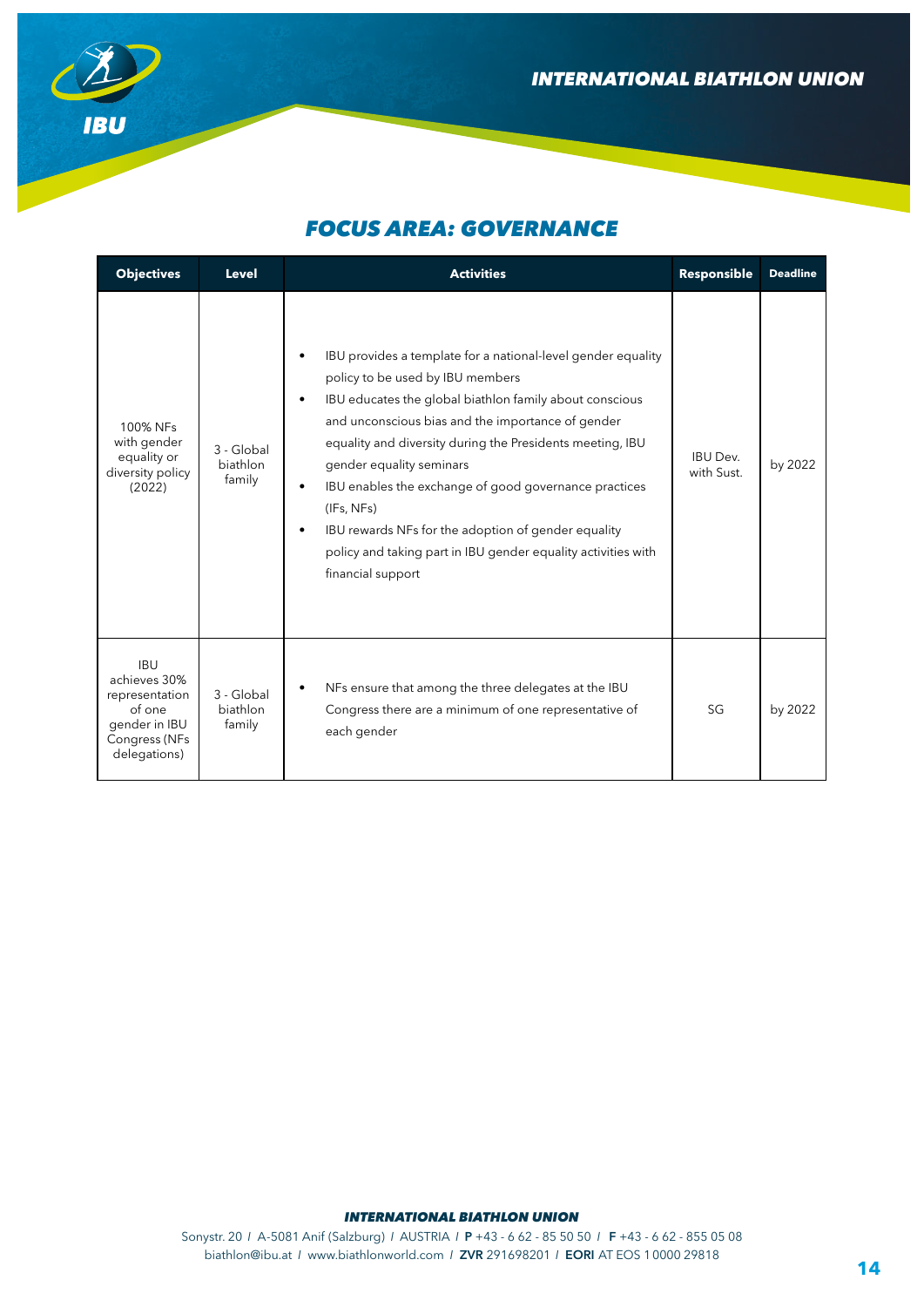## FOCUS AREA: GOVERNANCE

| Objectives | Level | Activities | Responsible | Deadline |
|---|---|---|---|---|
| 100% NFs with gender equality or diversity policy (2022) | 3 - Global biathlon family | • IBU provides a template for a national-level gender equality policy to be used by IBU members<br>• IBU educates the global biathlon family about conscious and unconscious bias and the importance of gender equality and diversity during the Presidents meeting, IBU gender equality seminars<br>• IBU enables the exchange of good governance practices (IFs, NFs)<br>• IBU rewards NFs for the adoption of gender equality policy and taking part in IBU gender equality activities with financial support | IBU Dev. with Sust. | by 2022 |
| IBU achieves 30% representation of one gender in IBU Congress (NFs delegations) | 3 - Global biathlon family | • NFs ensure that among the three delegates at the IBU Congress there are a minimum of one representative of each gender | SG | by 2022 |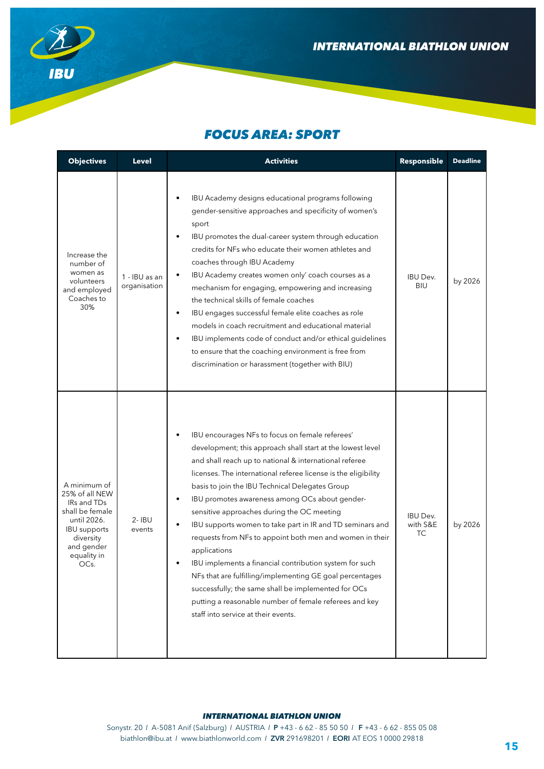## *FOCUS AREA: SPORT*

| Objectives | Level | Activities | Responsible | Deadline |
|---|---|---|---|---|
| Increase the number of women as volunteers and employed Coaches to 30% | 1 - IBU as an organisation | • IBU Academy designs educational programs following gender-sensitive approaches and specificity of women's sport<br>• IBU promotes the dual-career system through education credits for NFs who educate their women athletes and coaches through IBU Academy<br>• IBU Academy creates women only' coach courses as a mechanism for engaging, empowering and increasing the technical skills of female coaches<br>• IBU engages successful female elite coaches as role models in coach recruitment and educational material<br>• IBU implements code of conduct and/or ethical guidelines to ensure that the coaching environment is free from discrimination or harassment (together with BIU) | IBU Dev. BIU | by 2026 |
| A minimum of 25% of all NEW IRs and TDs shall be female until 2026. IBU supports diversity and gender equality in OCs. | 2- IBU events | • IBU encourages NFs to focus on female referees' development; this approach shall start at the lowest level and shall reach up to national & international referee licenses. The international referee license is the eligibility basis to join the IBU Technical Delegates Group<br>• IBU promotes awareness among OCs about gender-sensitive approaches during the OC meeting<br>• IBU supports women to take part in IR and TD seminars and requests from NFs to appoint both men and women in their applications<br>• IBU implements a financial contribution system for such NFs that are fulfilling/implementing GE goal percentages successfully; the same shall be implemented for OCs putting a reasonable number of female referees and key staff into service at their events. | IBU Dev. with S&E TC | by 2026 |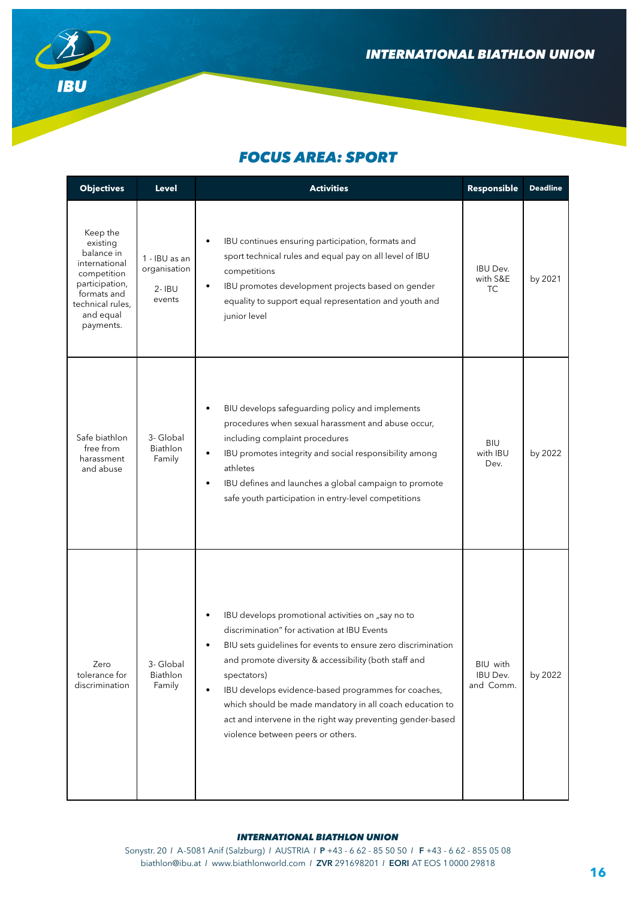## FOCUS AREA: SPORT

| Objectives | Level | Activities | Responsible | Deadline |
|---|---|---|---|---|
| Keep the existing balance in international competition participation, formats and technical rules, and equal payments. | 1 - IBU as an organisation<br><br>2- IBU events | • IBU continues ensuring participation, formats and sport technical rules and equal pay on all level of IBU competitions<br>• IBU promotes development projects based on gender equality to support equal representation and youth and junior level | IBU Dev. with S&E TC | by 2021 |
| Safe biathlon free from harassment and abuse | 3- Global Biathlon Family | • BIU develops safeguarding policy and implements procedures when sexual harassment and abuse occur, including complaint procedures<br>• IBU promotes integrity and social responsibility among athletes<br>• IBU defines and launches a global campaign to promote safe youth participation in entry-level competitions | BIU with IBU Dev. | by 2022 |
| Zero tolerance for discrimination | 3- Global Biathlon Family | • IBU develops promotional activities on „say no to discrimination" for activation at IBU Events<br>• BIU sets guidelines for events to ensure zero discrimination and promote diversity & accessibility (both staff and spectators)<br>• IBU develops evidence-based programmes for coaches, which should be made mandatory in all coach education to act and intervene in the right way preventing gender-based violence between peers or others. | BIU with IBU Dev. and Comm. | by 2022 |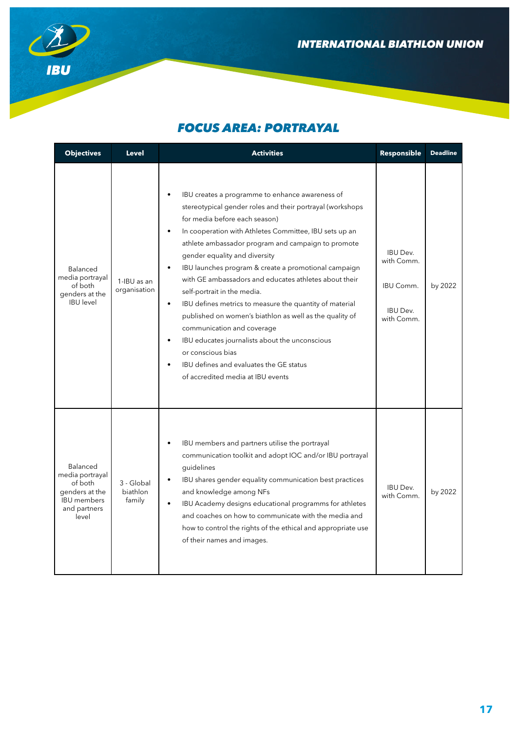## FOCUS AREA: PORTRAYAL

| Objectives | Level | Activities | Responsible | Deadline |
|---|---|---|---|---|
| Balanced media portrayal of both genders at the IBU level | 1-IBU as an organisation | • IBU creates a programme to enhance awareness of stereotypical gender roles and their portrayal (workshops for media before each season)<br>• In cooperation with Athletes Committee, IBU sets up an athlete ambassador program and campaign to promote gender equality and diversity<br>• IBU launches program & create a promotional campaign with GE ambassadors and educates athletes about their self-portrait in the media.<br>• IBU defines metrics to measure the quantity of material published on women's biathlon as well as the quality of communication and coverage<br>• IBU educates journalists about the unconscious or conscious bias<br>• IBU defines and evaluates the GE status of accredited media at IBU events | IBU Dev. with Comm.<br><br>IBU Comm.<br><br>IBU Dev. with Comm. | by 2022 |
| Balanced media portrayal of both genders at the IBU members and partners level | 3 - Global biathlon family | • IBU members and partners utilise the portrayal communication toolkit and adopt IOC and/or IBU portrayal guidelines<br>• IBU shares gender equality communication best practices and knowledge among NFs<br>• IBU Academy designs educational programms for athletes and coaches on how to communicate with the media and how to control the rights of the ethical and appropriate use of their names and images. | IBU Dev. with Comm. | by 2022 |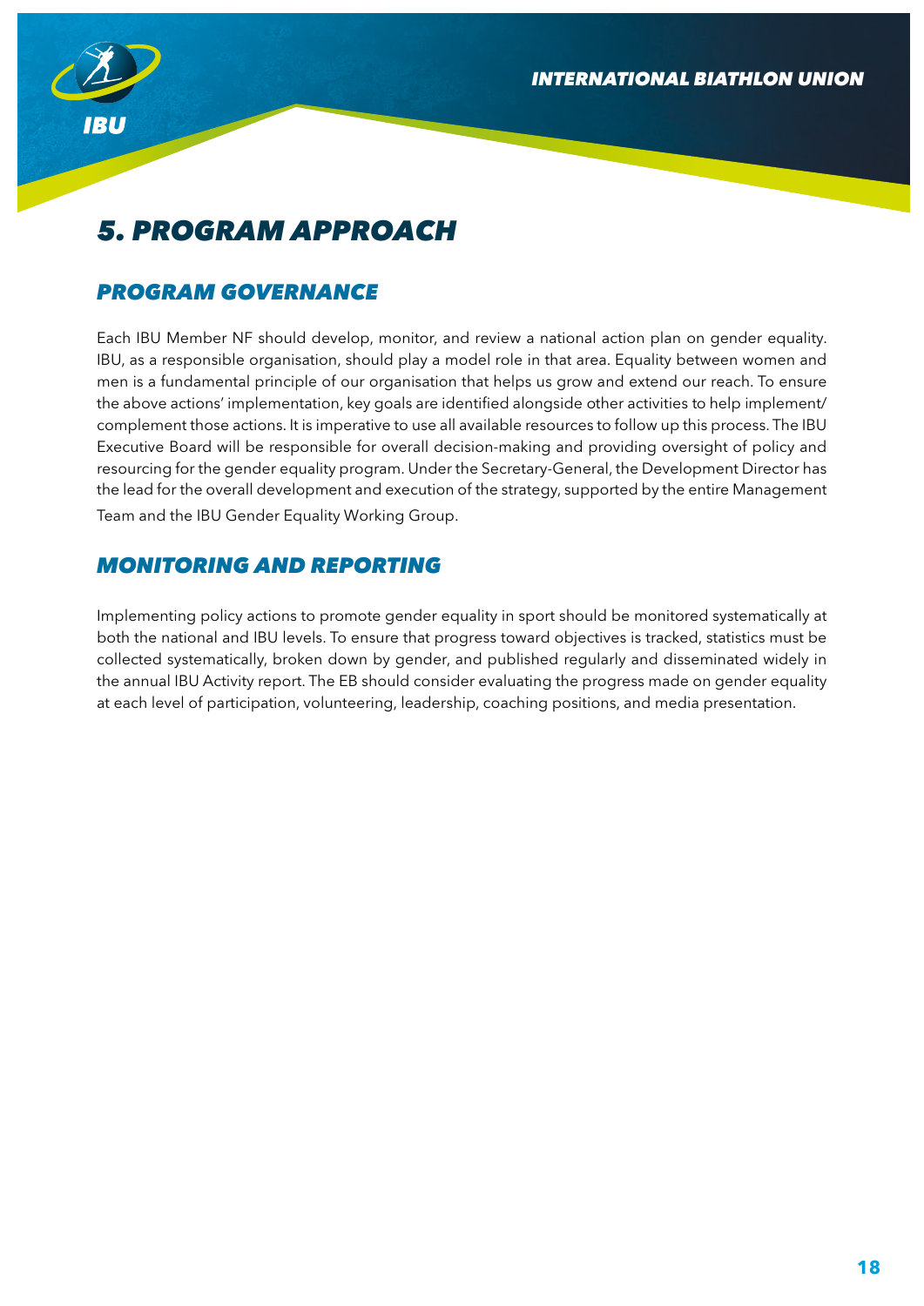# 5. PROGRAM APPROACH

## PROGRAM GOVERNANCE

Each IBU Member NF should develop, monitor, and review a national action plan on gender equality. IBU, as a responsible organisation, should play a model role in that area. Equality between women and men is a fundamental principle of our organisation that helps us grow and extend our reach. To ensure the above actions' implementation, key goals are identified alongside other activities to help implement/complement those actions. It is imperative to use all available resources to follow up this process. The IBU Executive Board will be responsible for overall decision-making and providing oversight of policy and resourcing for the gender equality program. Under the Secretary-General, the Development Director has the lead for the overall development and execution of the strategy, supported by the entire Management Team and the IBU Gender Equality Working Group.

## MONITORING AND REPORTING

Implementing policy actions to promote gender equality in sport should be monitored systematically at both the national and IBU levels. To ensure that progress toward objectives is tracked, statistics must be collected systematically, broken down by gender, and published regularly and disseminated widely in the annual IBU Activity report. The EB should consider evaluating the progress made on gender equality at each level of participation, volunteering, leadership, coaching positions, and media presentation.